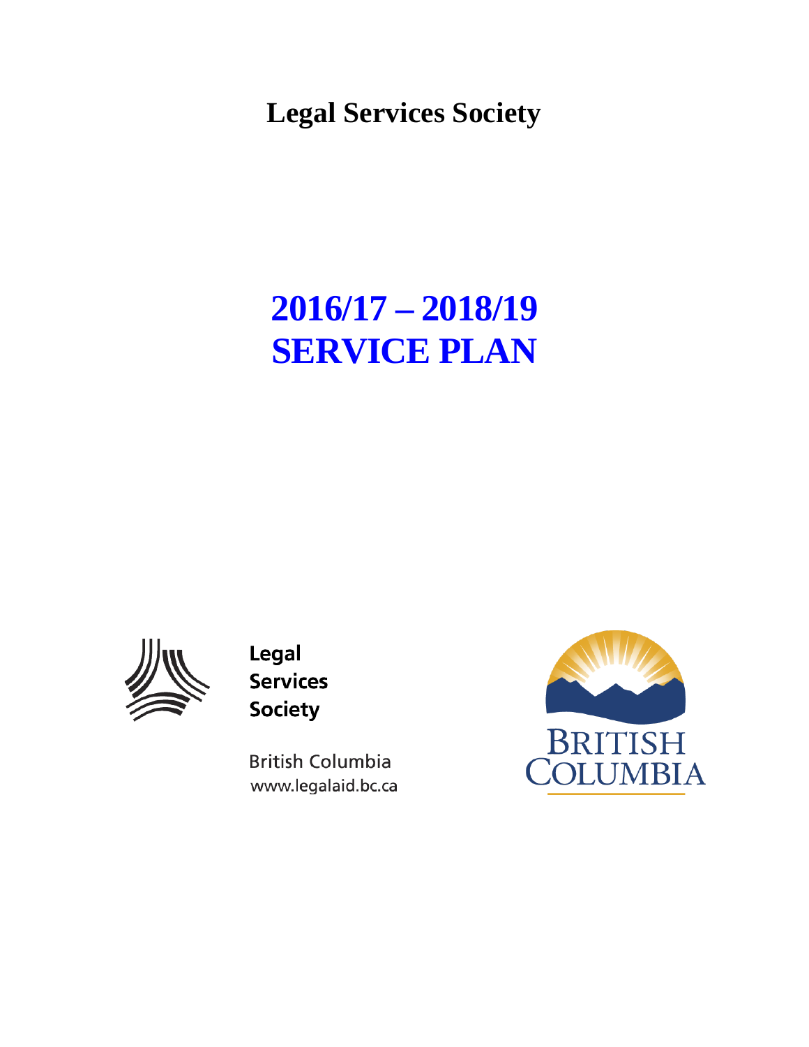**Legal Services Society**

# 2016/17 – 2018/19 SERVICE PLAN

Legal Services Society

British Columbia
www.legalaid.bc.ca

BRITISH COLUMBIA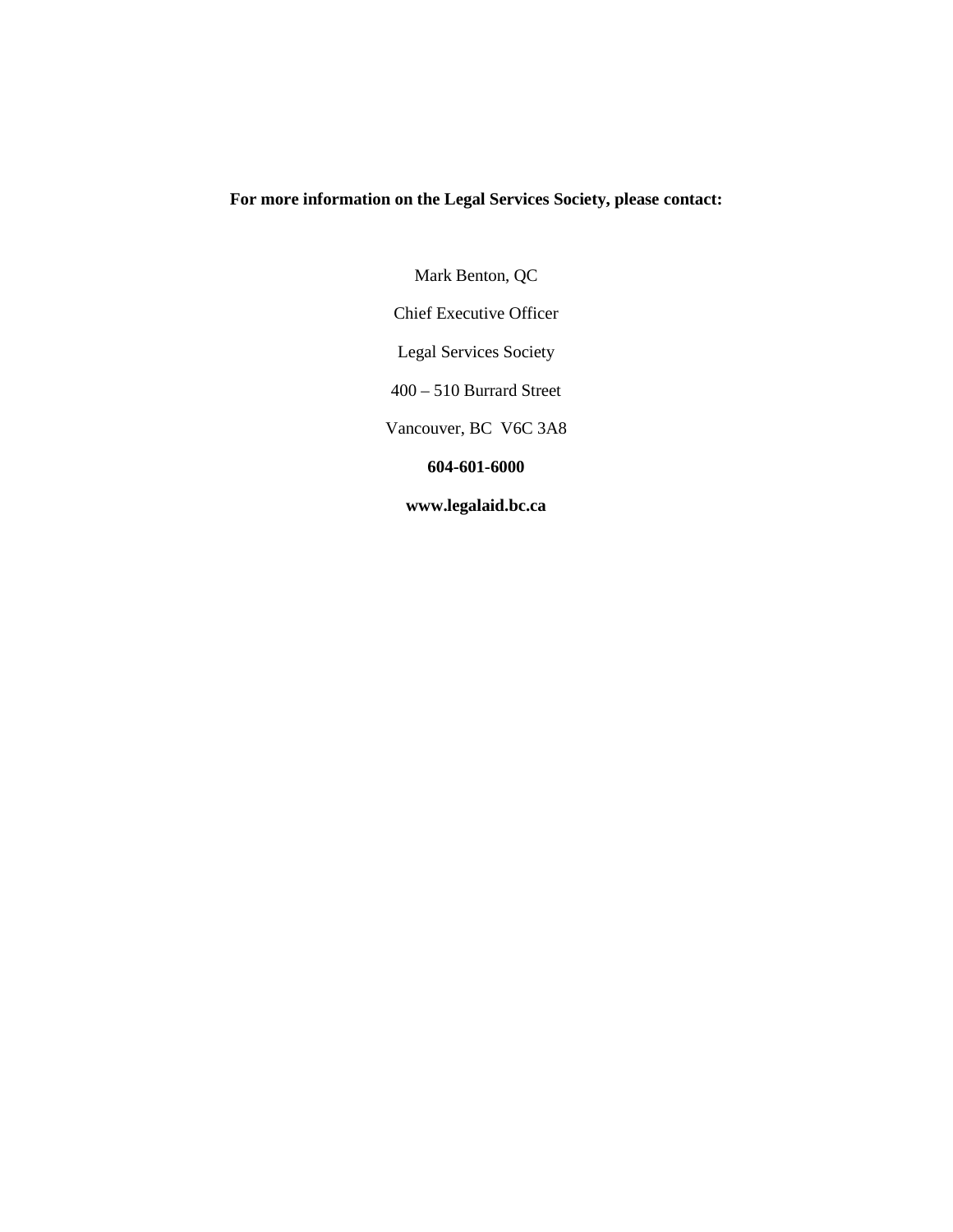**For more information on the Legal Services Society, please contact:**

Mark Benton, QC

Chief Executive Officer

Legal Services Society

400 – 510 Burrard Street

Vancouver, BC  V6C 3A8

**604-601-6000**

**www.legalaid.bc.ca**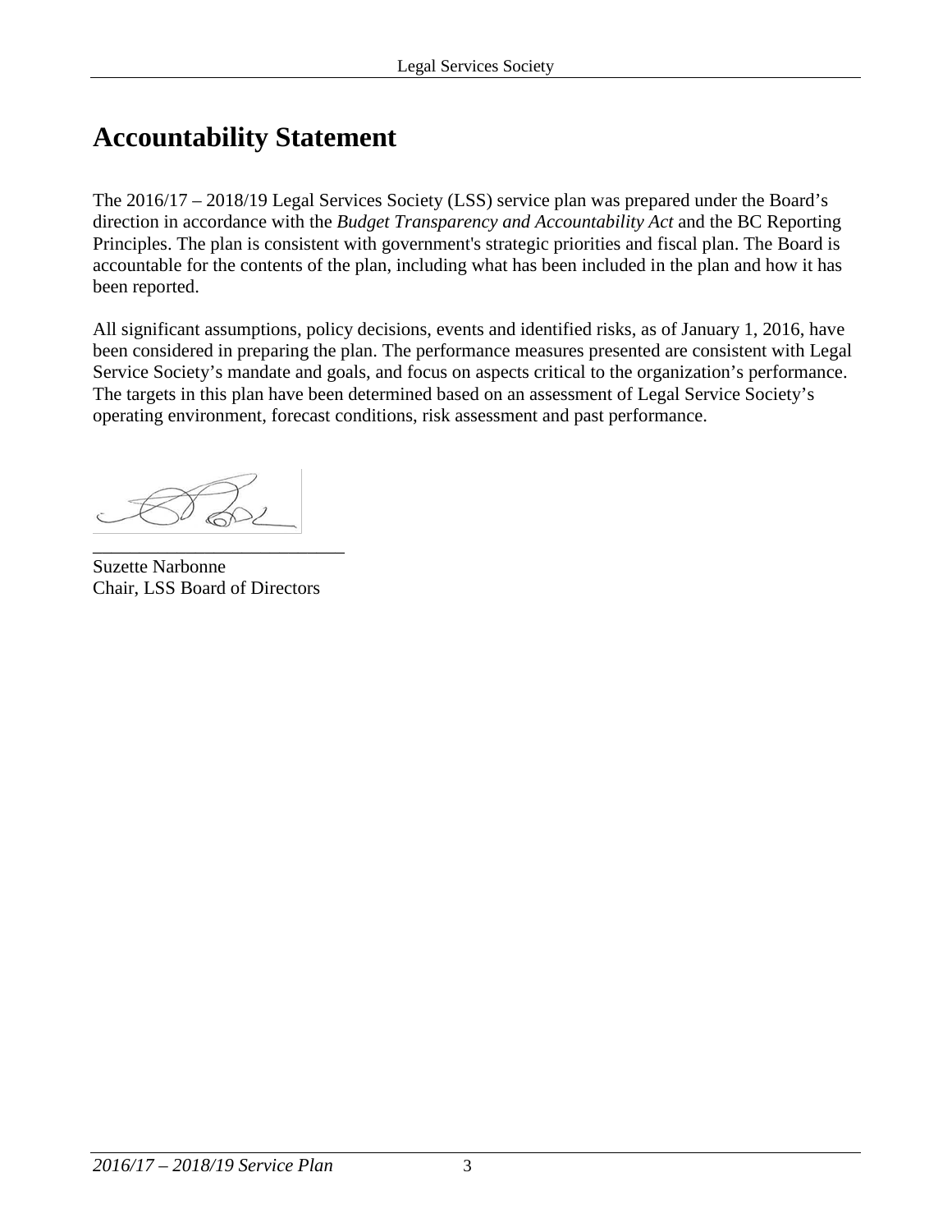# Accountability Statement

The 2016/17 – 2018/19 Legal Services Society (LSS) service plan was prepared under the Board's direction in accordance with the *Budget Transparency and Accountability Act* and the BC Reporting Principles. The plan is consistent with government's strategic priorities and fiscal plan. The Board is accountable for the contents of the plan, including what has been included in the plan and how it has been reported.

All significant assumptions, policy decisions, events and identified risks, as of January 1, 2016, have been considered in preparing the plan. The performance measures presented are consistent with Legal Service Society's mandate and goals, and focus on aspects critical to the organization's performance. The targets in this plan have been determined based on an assessment of Legal Service Society's operating environment, forecast conditions, risk assessment and past performance.

Suzette Narbonne
Chair, LSS Board of Directors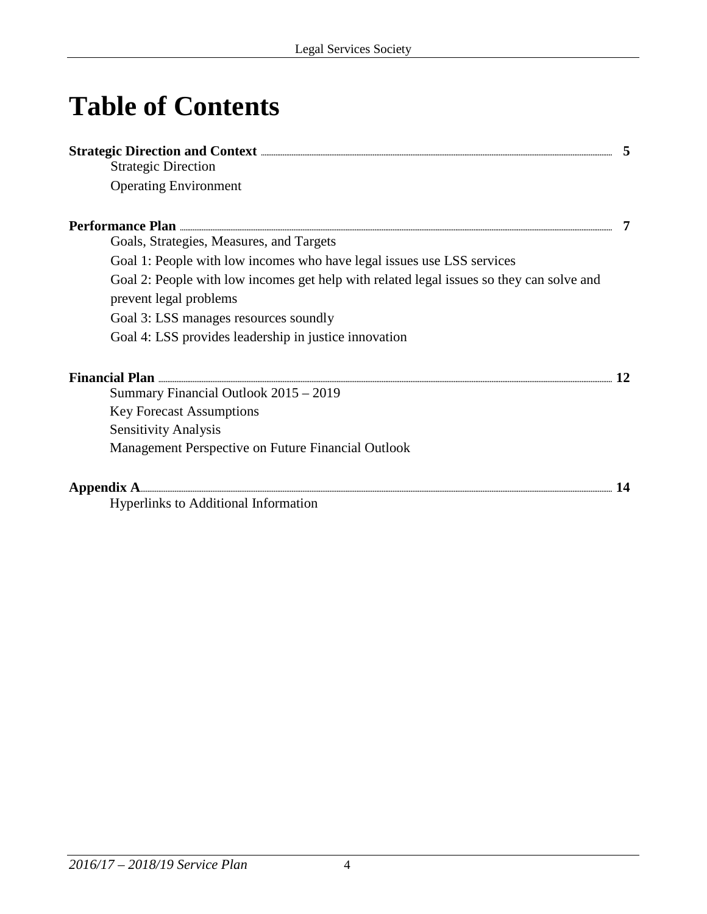# Table of Contents

**Strategic Direction and Context** ........ **5**

- Strategic Direction
- Operating Environment

**Performance Plan** ........ **7**

- Goals, Strategies, Measures, and Targets
- Goal 1: People with low incomes who have legal issues use LSS services
- Goal 2: People with low incomes get help with related legal issues so they can solve and prevent legal problems
- Goal 3: LSS manages resources soundly
- Goal 4: LSS provides leadership in justice innovation

**Financial Plan** ........ **12**

- Summary Financial Outlook 2015 – 2019
- Key Forecast Assumptions
- Sensitivity Analysis
- Management Perspective on Future Financial Outlook

**Appendix A** ........ **14**

- Hyperlinks to Additional Information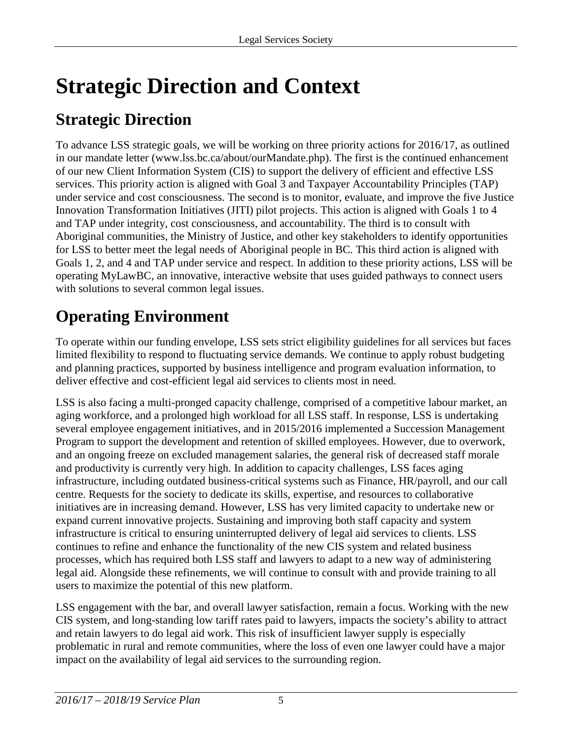# Strategic Direction and Context

## Strategic Direction

To advance LSS strategic goals, we will be working on three priority actions for 2016/17, as outlined in our mandate letter (www.lss.bc.ca/about/ourMandate.php). The first is the continued enhancement of our new Client Information System (CIS) to support the delivery of efficient and effective LSS services. This priority action is aligned with Goal 3 and Taxpayer Accountability Principles (TAP) under service and cost consciousness. The second is to monitor, evaluate, and improve the five Justice Innovation Transformation Initiatives (JITI) pilot projects. This action is aligned with Goals 1 to 4 and TAP under integrity, cost consciousness, and accountability. The third is to consult with Aboriginal communities, the Ministry of Justice, and other key stakeholders to identify opportunities for LSS to better meet the legal needs of Aboriginal people in BC. This third action is aligned with Goals 1, 2, and 4 and TAP under service and respect. In addition to these priority actions, LSS will be operating MyLawBC, an innovative, interactive website that uses guided pathways to connect users with solutions to several common legal issues.

## Operating Environment

To operate within our funding envelope, LSS sets strict eligibility guidelines for all services but faces limited flexibility to respond to fluctuating service demands. We continue to apply robust budgeting and planning practices, supported by business intelligence and program evaluation information, to deliver effective and cost-efficient legal aid services to clients most in need.

LSS is also facing a multi-pronged capacity challenge, comprised of a competitive labour market, an aging workforce, and a prolonged high workload for all LSS staff. In response, LSS is undertaking several employee engagement initiatives, and in 2015/2016 implemented a Succession Management Program to support the development and retention of skilled employees. However, due to overwork, and an ongoing freeze on excluded management salaries, the general risk of decreased staff morale and productivity is currently very high. In addition to capacity challenges, LSS faces aging infrastructure, including outdated business-critical systems such as Finance, HR/payroll, and our call centre. Requests for the society to dedicate its skills, expertise, and resources to collaborative initiatives are in increasing demand. However, LSS has very limited capacity to undertake new or expand current innovative projects. Sustaining and improving both staff capacity and system infrastructure is critical to ensuring uninterrupted delivery of legal aid services to clients. LSS continues to refine and enhance the functionality of the new CIS system and related business processes, which has required both LSS staff and lawyers to adapt to a new way of administering legal aid. Alongside these refinements, we will continue to consult with and provide training to all users to maximize the potential of this new platform.

LSS engagement with the bar, and overall lawyer satisfaction, remain a focus. Working with the new CIS system, and long-standing low tariff rates paid to lawyers, impacts the society's ability to attract and retain lawyers to do legal aid work. This risk of insufficient lawyer supply is especially problematic in rural and remote communities, where the loss of even one lawyer could have a major impact on the availability of legal aid services to the surrounding region.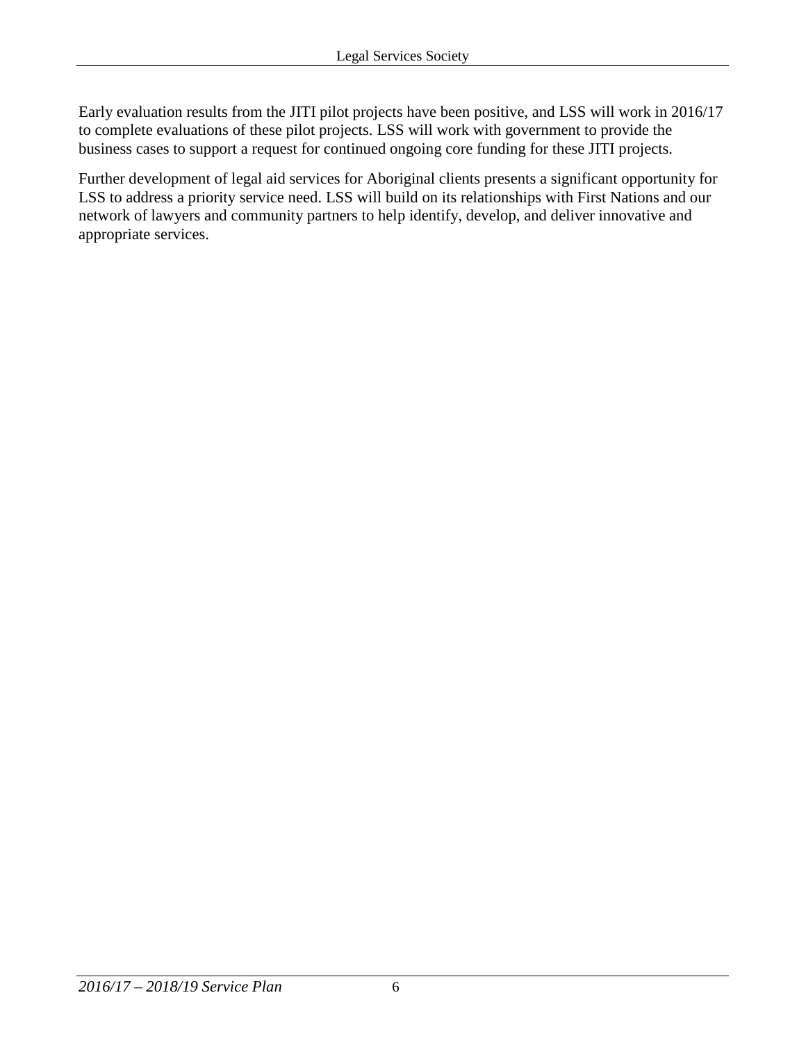Early evaluation results from the JITI pilot projects have been positive, and LSS will work in 2016/17 to complete evaluations of these pilot projects. LSS will work with government to provide the business cases to support a request for continued ongoing core funding for these JITI projects.

Further development of legal aid services for Aboriginal clients presents a significant opportunity for LSS to address a priority service need. LSS will build on its relationships with First Nations and our network of lawyers and community partners to help identify, develop, and deliver innovative and appropriate services.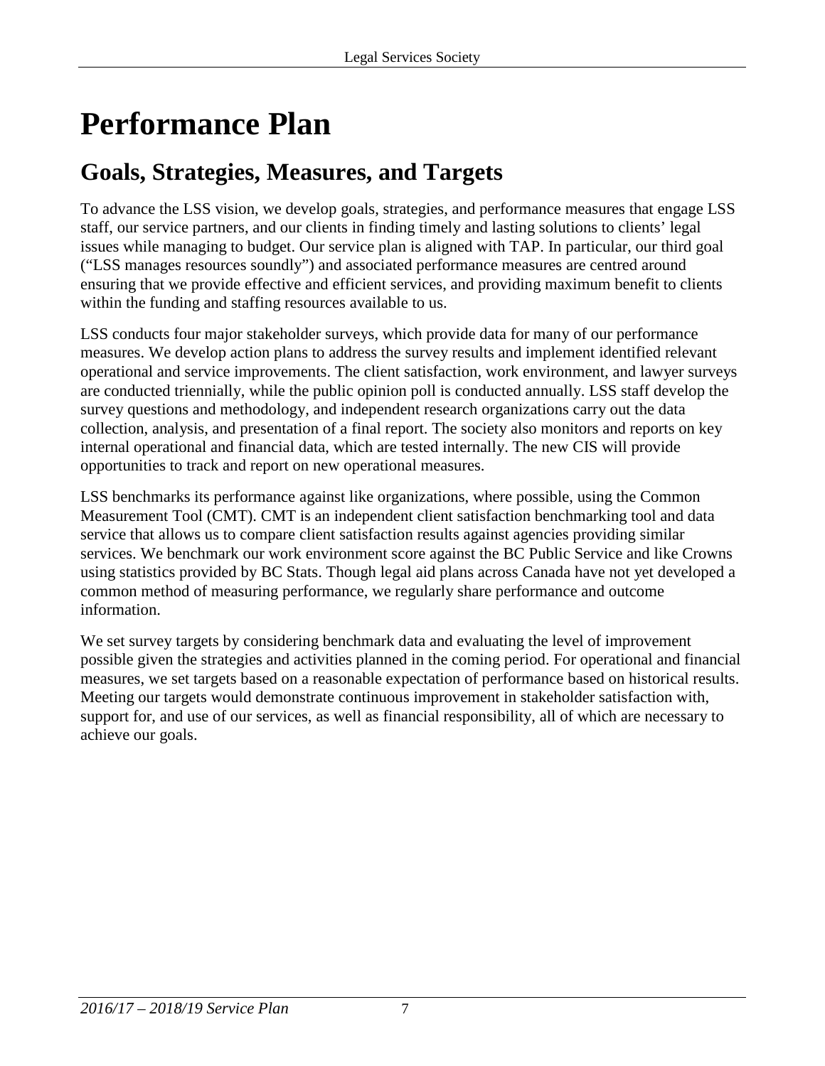# Performance Plan

## Goals, Strategies, Measures, and Targets

To advance the LSS vision, we develop goals, strategies, and performance measures that engage LSS staff, our service partners, and our clients in finding timely and lasting solutions to clients' legal issues while managing to budget. Our service plan is aligned with TAP. In particular, our third goal ("LSS manages resources soundly") and associated performance measures are centred around ensuring that we provide effective and efficient services, and providing maximum benefit to clients within the funding and staffing resources available to us.

LSS conducts four major stakeholder surveys, which provide data for many of our performance measures. We develop action plans to address the survey results and implement identified relevant operational and service improvements. The client satisfaction, work environment, and lawyer surveys are conducted triennially, while the public opinion poll is conducted annually. LSS staff develop the survey questions and methodology, and independent research organizations carry out the data collection, analysis, and presentation of a final report. The society also monitors and reports on key internal operational and financial data, which are tested internally. The new CIS will provide opportunities to track and report on new operational measures.

LSS benchmarks its performance against like organizations, where possible, using the Common Measurement Tool (CMT). CMT is an independent client satisfaction benchmarking tool and data service that allows us to compare client satisfaction results against agencies providing similar services. We benchmark our work environment score against the BC Public Service and like Crowns using statistics provided by BC Stats. Though legal aid plans across Canada have not yet developed a common method of measuring performance, we regularly share performance and outcome information.

We set survey targets by considering benchmark data and evaluating the level of improvement possible given the strategies and activities planned in the coming period. For operational and financial measures, we set targets based on a reasonable expectation of performance based on historical results. Meeting our targets would demonstrate continuous improvement in stakeholder satisfaction with, support for, and use of our services, as well as financial responsibility, all of which are necessary to achieve our goals.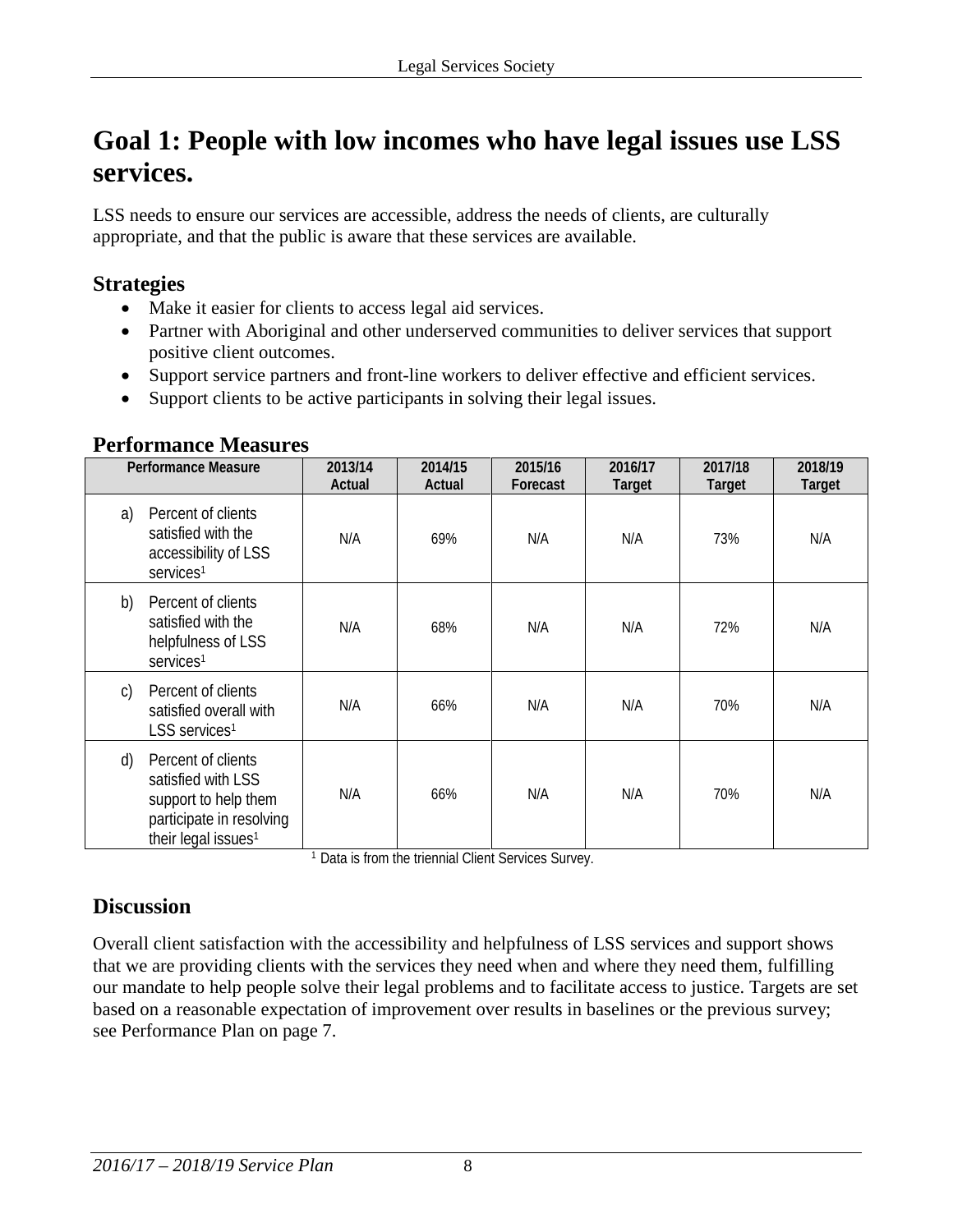# Goal 1: People with low incomes who have legal issues use LSS services.

LSS needs to ensure our services are accessible, address the needs of clients, are culturally appropriate, and that the public is aware that these services are available.

## Strategies

- Make it easier for clients to access legal aid services.
- Partner with Aboriginal and other underserved communities to deliver services that support positive client outcomes.
- Support service partners and front-line workers to deliver effective and efficient services.
- Support clients to be active participants in solving their legal issues.

## Performance Measures

| Performance Measure | 2013/14 Actual | 2014/15 Actual | 2015/16 Forecast | 2016/17 Target | 2017/18 Target | 2018/19 Target |
|---|---|---|---|---|---|---|
| a) Percent of clients satisfied with the accessibility of LSS services[1] | N/A | 69% | N/A | N/A | 73% | N/A |
| b) Percent of clients satisfied with the helpfulness of LSS services[1] | N/A | 68% | N/A | N/A | 72% | N/A |
| c) Percent of clients satisfied overall with LSS services[1] | N/A | 66% | N/A | N/A | 70% | N/A |
| d) Percent of clients satisfied with LSS support to help them participate in resolving their legal issues[1] | N/A | 66% | N/A | N/A | 70% | N/A |

[1] Data is from the triennial Client Services Survey.

## Discussion

Overall client satisfaction with the accessibility and helpfulness of LSS services and support shows that we are providing clients with the services they need when and where they need them, fulfilling our mandate to help people solve their legal problems and to facilitate access to justice. Targets are set based on a reasonable expectation of improvement over results in baselines or the previous survey; see Performance Plan on page 7.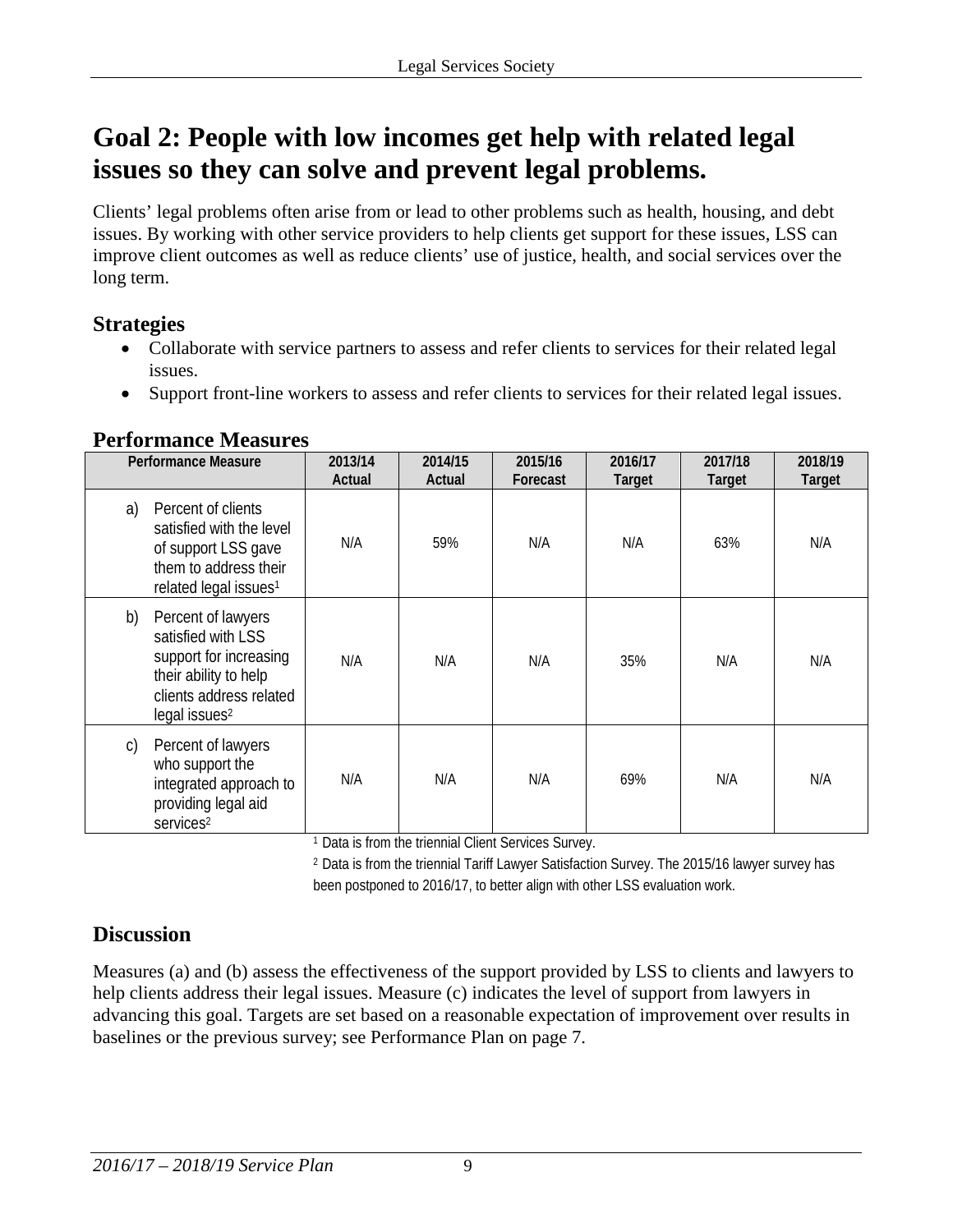# Goal 2: People with low incomes get help with related legal issues so they can solve and prevent legal problems.

Clients' legal problems often arise from or lead to other problems such as health, housing, and debt issues. By working with other service providers to help clients get support for these issues, LSS can improve client outcomes as well as reduce clients' use of justice, health, and social services over the long term.

## Strategies

- Collaborate with service partners to assess and refer clients to services for their related legal issues.
- Support front-line workers to assess and refer clients to services for their related legal issues.

## Performance Measures

| Performance Measure | 2013/14 Actual | 2014/15 Actual | 2015/16 Forecast | 2016/17 Target | 2017/18 Target | 2018/19 Target |
|---|---|---|---|---|---|---|
| a) Percent of clients satisfied with the level of support LSS gave them to address their related legal issues[1] | N/A | 59% | N/A | N/A | 63% | N/A |
| b) Percent of lawyers satisfied with LSS support for increasing their ability to help clients address related legal issues[2] | N/A | N/A | N/A | 35% | N/A | N/A |
| c) Percent of lawyers who support the integrated approach to providing legal aid services[2] | N/A | N/A | N/A | 69% | N/A | N/A |

[1] Data is from the triennial Client Services Survey.

[2] Data is from the triennial Tariff Lawyer Satisfaction Survey. The 2015/16 lawyer survey has been postponed to 2016/17, to better align with other LSS evaluation work.

## Discussion

Measures (a) and (b) assess the effectiveness of the support provided by LSS to clients and lawyers to help clients address their legal issues. Measure (c) indicates the level of support from lawyers in advancing this goal. Targets are set based on a reasonable expectation of improvement over results in baselines or the previous survey; see Performance Plan on page 7.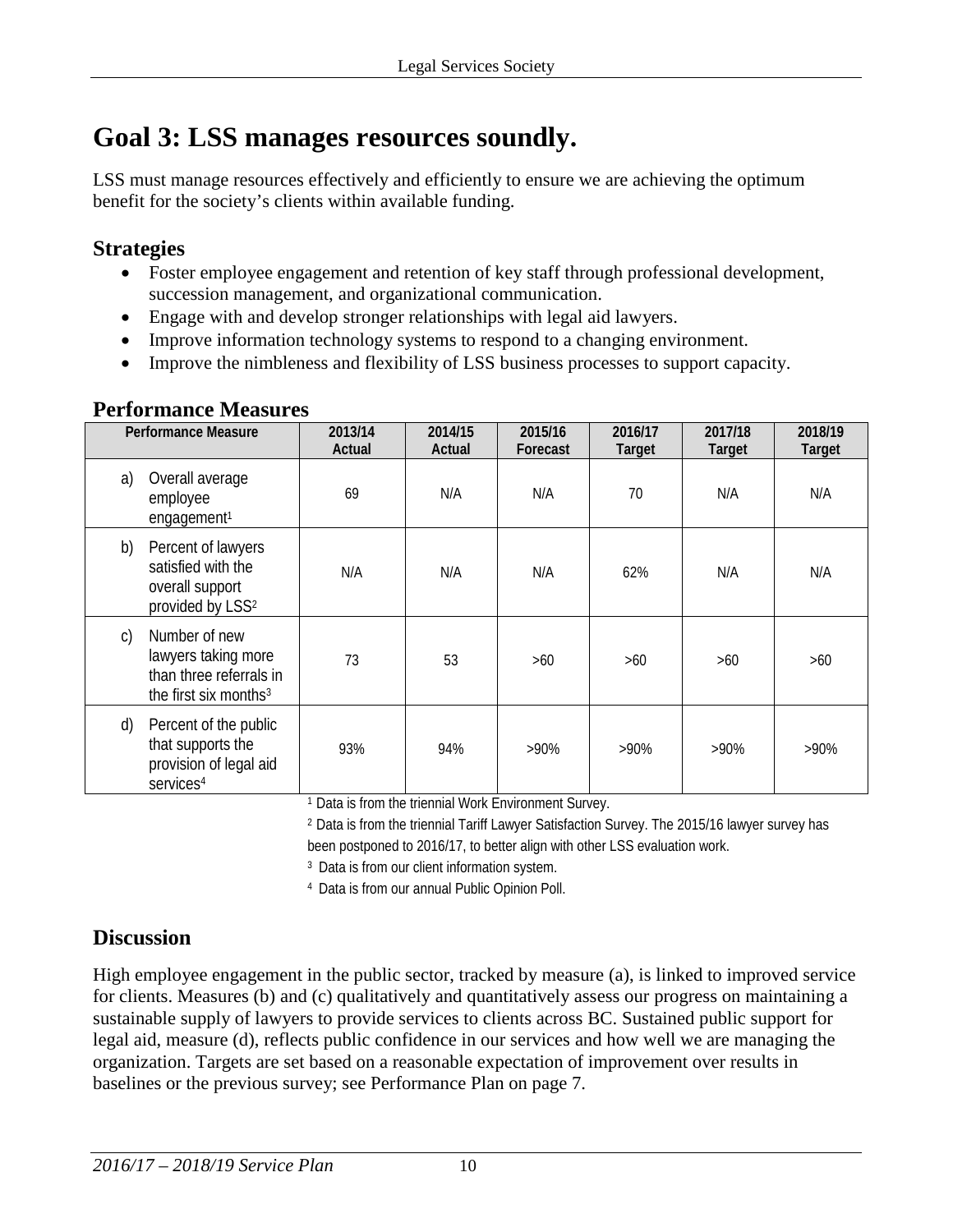# Goal 3: LSS manages resources soundly.

LSS must manage resources effectively and efficiently to ensure we are achieving the optimum benefit for the society's clients within available funding.

## Strategies

- Foster employee engagement and retention of key staff through professional development, succession management, and organizational communication.
- Engage with and develop stronger relationships with legal aid lawyers.
- Improve information technology systems to respond to a changing environment.
- Improve the nimbleness and flexibility of LSS business processes to support capacity.

## Performance Measures

| Performance Measure | 2013/14 Actual | 2014/15 Actual | 2015/16 Forecast | 2016/17 Target | 2017/18 Target | 2018/19 Target |
|---|---|---|---|---|---|---|
| a) Overall average employee engagement[1] | 69 | N/A | N/A | 70 | N/A | N/A |
| b) Percent of lawyers satisfied with the overall support provided by LSS[2] | N/A | N/A | N/A | 62% | N/A | N/A |
| c) Number of new lawyers taking more than three referrals in the first six months[3] | 73 | 53 | >60 | >60 | >60 | >60 |
| d) Percent of the public that supports the provision of legal aid services[4] | 93% | 94% | >90% | >90% | >90% | >90% |

[1] Data is from the triennial Work Environment Survey.

[2] Data is from the triennial Tariff Lawyer Satisfaction Survey. The 2015/16 lawyer survey has been postponed to 2016/17, to better align with other LSS evaluation work.

[3] Data is from our client information system.

[4] Data is from our annual Public Opinion Poll.

## Discussion

High employee engagement in the public sector, tracked by measure (a), is linked to improved service for clients. Measures (b) and (c) qualitatively and quantitatively assess our progress on maintaining a sustainable supply of lawyers to provide services to clients across BC. Sustained public support for legal aid, measure (d), reflects public confidence in our services and how well we are managing the organization. Targets are set based on a reasonable expectation of improvement over results in baselines or the previous survey; see Performance Plan on page 7.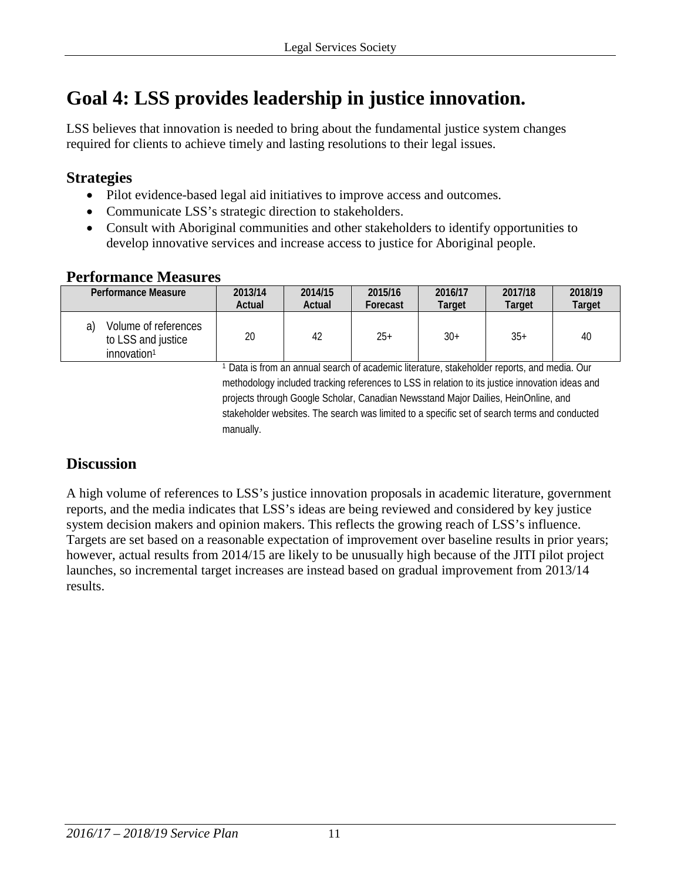# Goal 4: LSS provides leadership in justice innovation.

LSS believes that innovation is needed to bring about the fundamental justice system changes required for clients to achieve timely and lasting resolutions to their legal issues.

## Strategies

- Pilot evidence-based legal aid initiatives to improve access and outcomes.
- Communicate LSS's strategic direction to stakeholders.
- Consult with Aboriginal communities and other stakeholders to identify opportunities to develop innovative services and increase access to justice for Aboriginal people.

## Performance Measures

| Performance Measure | 2013/14 Actual | 2014/15 Actual | 2015/16 Forecast | 2016/17 Target | 2017/18 Target | 2018/19 Target |
|---|---|---|---|---|---|---|
| a) Volume of references to LSS and justice innovation[1] | 20 | 42 | 25+ | 30+ | 35+ | 40 |

[1] Data is from an annual search of academic literature, stakeholder reports, and media. Our methodology included tracking references to LSS in relation to its justice innovation ideas and projects through Google Scholar, Canadian Newsstand Major Dailies, HeinOnline, and stakeholder websites. The search was limited to a specific set of search terms and conducted manually.

## Discussion

A high volume of references to LSS's justice innovation proposals in academic literature, government reports, and the media indicates that LSS's ideas are being reviewed and considered by key justice system decision makers and opinion makers. This reflects the growing reach of LSS's influence. Targets are set based on a reasonable expectation of improvement over baseline results in prior years; however, actual results from 2014/15 are likely to be unusually high because of the JITI pilot project launches, so incremental target increases are instead based on gradual improvement from 2013/14 results.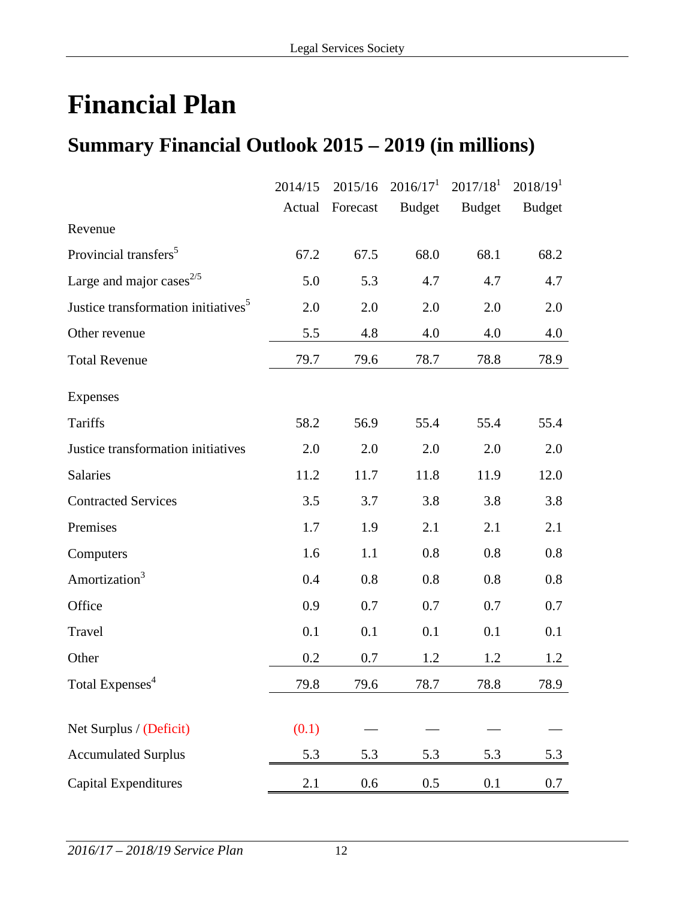# Financial Plan

## Summary Financial Outlook 2015 – 2019 (in millions)

| | 2014/15 Actual | 2015/16 Forecast | 2016/17[1] Budget | 2017/18[1] Budget | 2018/19[1] Budget |
|---|---|---|---|---|---|
| Revenue | | | | | |
| Provincial transfers[5] | 67.2 | 67.5 | 68.0 | 68.1 | 68.2 |
| Large and major cases[2/5] | 5.0 | 5.3 | 4.7 | 4.7 | 4.7 |
| Justice transformation initiatives[5] | 2.0 | 2.0 | 2.0 | 2.0 | 2.0 |
| Other revenue | 5.5 | 4.8 | 4.0 | 4.0 | 4.0 |
| Total Revenue | 79.7 | 79.6 | 78.7 | 78.8 | 78.9 |
| Expenses | | | | | |
| Tariffs | 58.2 | 56.9 | 55.4 | 55.4 | 55.4 |
| Justice transformation initiatives | 2.0 | 2.0 | 2.0 | 2.0 | 2.0 |
| Salaries | 11.2 | 11.7 | 11.8 | 11.9 | 12.0 |
| Contracted Services | 3.5 | 3.7 | 3.8 | 3.8 | 3.8 |
| Premises | 1.7 | 1.9 | 2.1 | 2.1 | 2.1 |
| Computers | 1.6 | 1.1 | 0.8 | 0.8 | 0.8 |
| Amortization[3] | 0.4 | 0.8 | 0.8 | 0.8 | 0.8 |
| Office | 0.9 | 0.7 | 0.7 | 0.7 | 0.7 |
| Travel | 0.1 | 0.1 | 0.1 | 0.1 | 0.1 |
| Other | 0.2 | 0.7 | 1.2 | 1.2 | 1.2 |
| Total Expenses[4] | 79.8 | 79.6 | 78.7 | 78.8 | 78.9 |
| Net Surplus / (Deficit) | (0.1) | — | — | — | — |
| Accumulated Surplus | 5.3 | 5.3 | 5.3 | 5.3 | 5.3 |
| Capital Expenditures | 2.1 | 0.6 | 0.5 | 0.1 | 0.7 |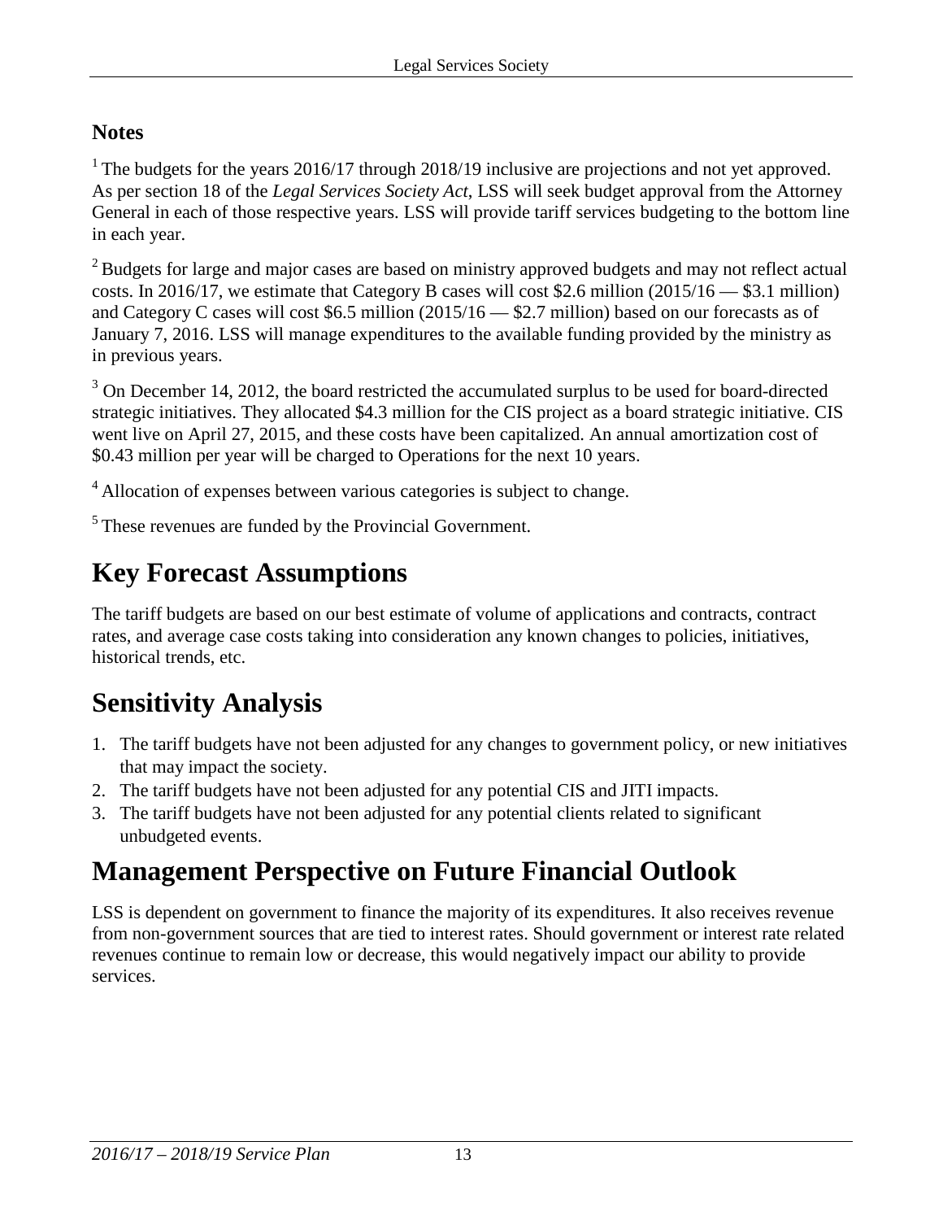### Notes

[1] The budgets for the years 2016/17 through 2018/19 inclusive are projections and not yet approved. As per section 18 of the *Legal Services Society Act*, LSS will seek budget approval from the Attorney General in each of those respective years. LSS will provide tariff services budgeting to the bottom line in each year.

[2] Budgets for large and major cases are based on ministry approved budgets and may not reflect actual costs. In 2016/17, we estimate that Category B cases will cost $2.6 million (2015/16 — $3.1 million) and Category C cases will cost $6.5 million (2015/16 — $2.7 million) based on our forecasts as of January 7, 2016. LSS will manage expenditures to the available funding provided by the ministry as in previous years.

[3] On December 14, 2012, the board restricted the accumulated surplus to be used for board-directed strategic initiatives. They allocated $4.3 million for the CIS project as a board strategic initiative. CIS went live on April 27, 2015, and these costs have been capitalized. An annual amortization cost of $0.43 million per year will be charged to Operations for the next 10 years.

[4] Allocation of expenses between various categories is subject to change.

[5] These revenues are funded by the Provincial Government.

# Key Forecast Assumptions

The tariff budgets are based on our best estimate of volume of applications and contracts, contract rates, and average case costs taking into consideration any known changes to policies, initiatives, historical trends, etc.

# Sensitivity Analysis

1. The tariff budgets have not been adjusted for any changes to government policy, or new initiatives that may impact the society.
2. The tariff budgets have not been adjusted for any potential CIS and JITI impacts.
3. The tariff budgets have not been adjusted for any potential clients related to significant unbudgeted events.

# Management Perspective on Future Financial Outlook

LSS is dependent on government to finance the majority of its expenditures. It also receives revenue from non-government sources that are tied to interest rates. Should government or interest rate related revenues continue to remain low or decrease, this would negatively impact our ability to provide services.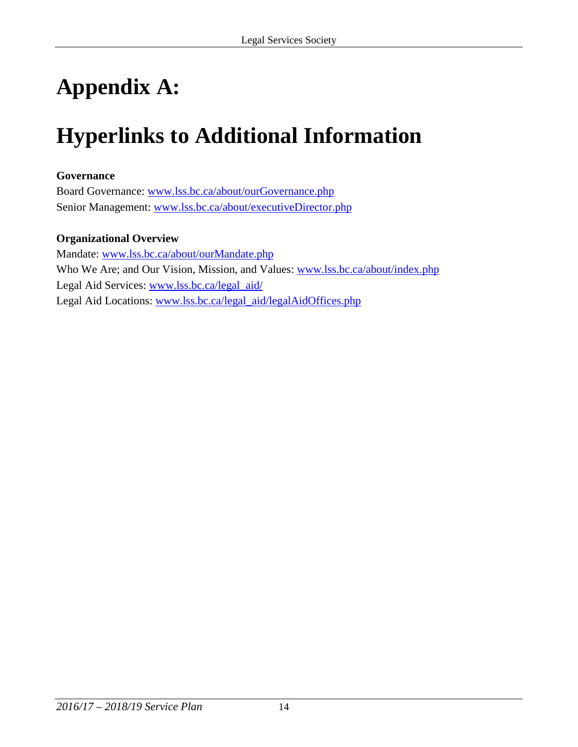# Appendix A:

# Hyperlinks to Additional Information

**Governance**

Board Governance: [www.lss.bc.ca/about/ourGovernance.php](www.lss.bc.ca/about/ourGovernance.php)
Senior Management: [www.lss.bc.ca/about/executiveDirector.php](www.lss.bc.ca/about/executiveDirector.php)

**Organizational Overview**

Mandate: [www.lss.bc.ca/about/ourMandate.php](www.lss.bc.ca/about/ourMandate.php)
Who We Are; and Our Vision, Mission, and Values: [www.lss.bc.ca/about/index.php](www.lss.bc.ca/about/index.php)
Legal Aid Services: [www.lss.bc.ca/legal_aid/](www.lss.bc.ca/legal_aid/)
Legal Aid Locations: [www.lss.bc.ca/legal_aid/legalAidOffices.php](www.lss.bc.ca/legal_aid/legalAidOffices.php)